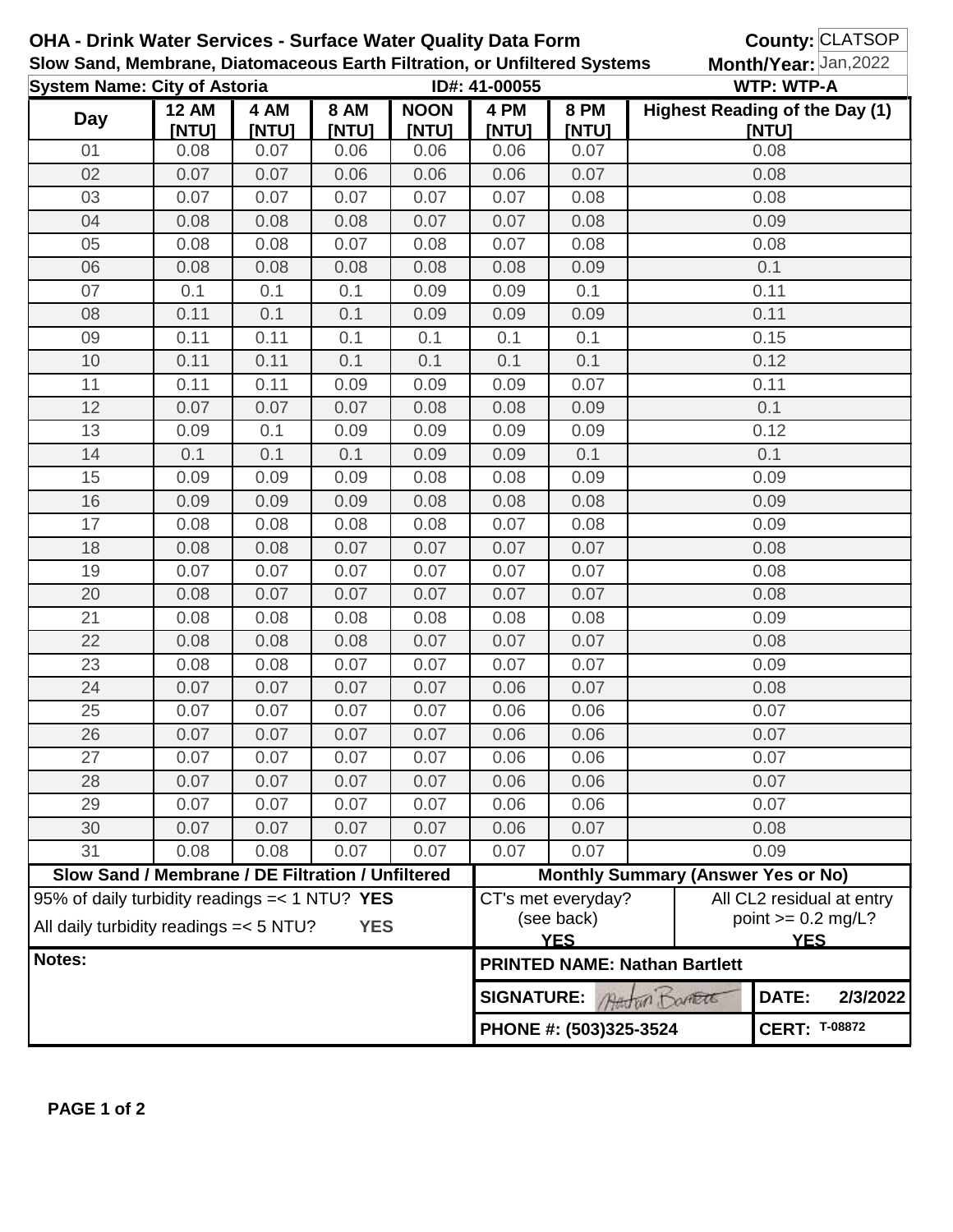# OHA - Drink Water Services - Surface Water Quality Data Form

**Slow Sand, Membrane, Diatomaceous Earth Filtration, or Unfiltered Systems**

**County:** CLATSOP
**Month/Year:** Jan,2022

**System Name: City of Astoria** **ID#: 41-00055** **WTP: WTP-A**

| Day | 12 AM [NTU] | 4 AM [NTU] | 8 AM [NTU] | NOON [NTU] | 4 PM [NTU] | 8 PM [NTU] | Highest Reading of the Day (1) [NTU] |
|---|---|---|---|---|---|---|---|
| 01 | 0.08 | 0.07 | 0.06 | 0.06 | 0.06 | 0.07 | 0.08 |
| 02 | 0.07 | 0.07 | 0.06 | 0.06 | 0.06 | 0.07 | 0.08 |
| 03 | 0.07 | 0.07 | 0.07 | 0.07 | 0.07 | 0.08 | 0.08 |
| 04 | 0.08 | 0.08 | 0.08 | 0.07 | 0.07 | 0.08 | 0.09 |
| 05 | 0.08 | 0.08 | 0.07 | 0.08 | 0.07 | 0.08 | 0.08 |
| 06 | 0.08 | 0.08 | 0.08 | 0.08 | 0.08 | 0.09 | 0.1 |
| 07 | 0.1 | 0.1 | 0.1 | 0.09 | 0.09 | 0.1 | 0.11 |
| 08 | 0.11 | 0.1 | 0.1 | 0.09 | 0.09 | 0.09 | 0.11 |
| 09 | 0.11 | 0.11 | 0.1 | 0.1 | 0.1 | 0.1 | 0.15 |
| 10 | 0.11 | 0.11 | 0.1 | 0.1 | 0.1 | 0.1 | 0.12 |
| 11 | 0.11 | 0.11 | 0.09 | 0.09 | 0.09 | 0.07 | 0.11 |
| 12 | 0.07 | 0.07 | 0.07 | 0.08 | 0.08 | 0.09 | 0.1 |
| 13 | 0.09 | 0.1 | 0.09 | 0.09 | 0.09 | 0.09 | 0.12 |
| 14 | 0.1 | 0.1 | 0.1 | 0.09 | 0.09 | 0.1 | 0.1 |
| 15 | 0.09 | 0.09 | 0.09 | 0.08 | 0.08 | 0.09 | 0.09 |
| 16 | 0.09 | 0.09 | 0.09 | 0.08 | 0.08 | 0.08 | 0.09 |
| 17 | 0.08 | 0.08 | 0.08 | 0.08 | 0.07 | 0.08 | 0.09 |
| 18 | 0.08 | 0.08 | 0.07 | 0.07 | 0.07 | 0.07 | 0.08 |
| 19 | 0.07 | 0.07 | 0.07 | 0.07 | 0.07 | 0.07 | 0.08 |
| 20 | 0.08 | 0.07 | 0.07 | 0.07 | 0.07 | 0.07 | 0.08 |
| 21 | 0.08 | 0.08 | 0.08 | 0.08 | 0.08 | 0.08 | 0.09 |
| 22 | 0.08 | 0.08 | 0.08 | 0.07 | 0.07 | 0.07 | 0.08 |
| 23 | 0.08 | 0.08 | 0.07 | 0.07 | 0.07 | 0.07 | 0.09 |
| 24 | 0.07 | 0.07 | 0.07 | 0.07 | 0.06 | 0.07 | 0.08 |
| 25 | 0.07 | 0.07 | 0.07 | 0.07 | 0.06 | 0.06 | 0.07 |
| 26 | 0.07 | 0.07 | 0.07 | 0.07 | 0.06 | 0.06 | 0.07 |
| 27 | 0.07 | 0.07 | 0.07 | 0.07 | 0.06 | 0.06 | 0.07 |
| 28 | 0.07 | 0.07 | 0.07 | 0.07 | 0.06 | 0.06 | 0.07 |
| 29 | 0.07 | 0.07 | 0.07 | 0.07 | 0.06 | 0.06 | 0.07 |
| 30 | 0.07 | 0.07 | 0.07 | 0.07 | 0.06 | 0.07 | 0.08 |
| 31 | 0.08 | 0.08 | 0.07 | 0.07 | 0.07 | 0.07 | 0.09 |

| Slow Sand / Membrane / DE Filtration / Unfiltered | Monthly Summary (Answer Yes or No) | |
|---|---|---|
| 95% of daily turbidity readings =< 1 NTU? **YES** | CT's met everyday? (see back) **YES** | All CL2 residual at entry point >= 0.2 mg/L? **YES** |
| All daily turbidity readings =< 5 NTU? **YES** | | |

**Notes:**

**PRINTED NAME: Nathan Bartlett**

**SIGNATURE:** Nathan Bartlett **DATE:** 2/3/2022

**PHONE #: (503)325-3524** **CERT:** T-08872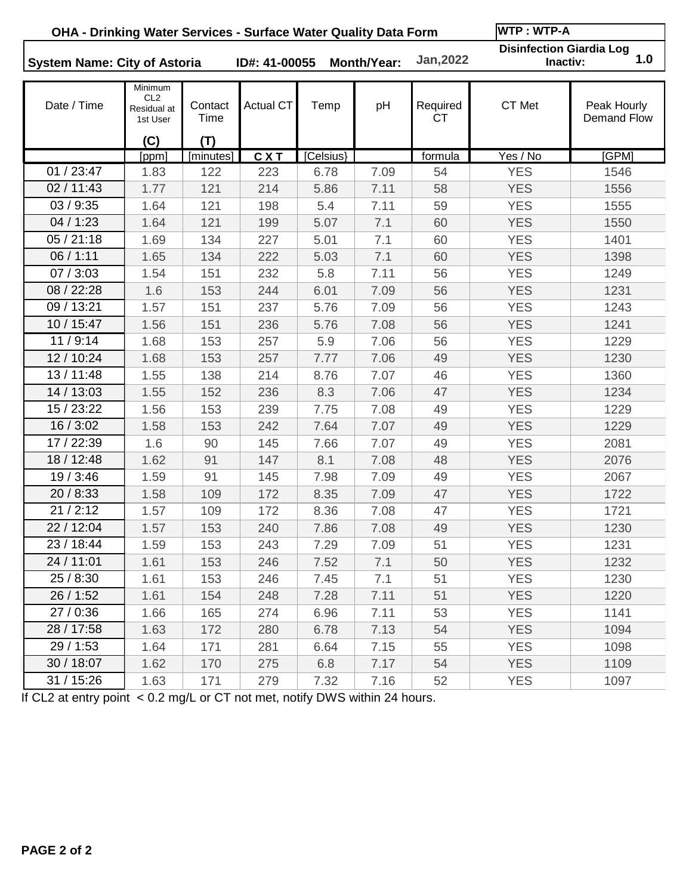**OHA - Drinking Water Services - Surface Water Quality Data Form**

**WTP : WTP-A**

**System Name: City of Astoria** **ID#: 41-00055** **Month/Year: Jan,2022**

**Disinfection Giardia Log Inactiv: 1.0**

| Date / Time | Minimum $CL_2$ Residual at 1st User (C) | Contact Time (T) | Actual CT | Temp | pH | Required CT | CT Met | Peak Hourly Demand Flow |
|---|---|---|---|---|---|---|---|---|
| | [ppm] | [minutes] | C X T | [Celsius} | | formula | Yes / No | [GPM] |
| 01 / 23:47 | 1.83 | 122 | 223 | 6.78 | 7.09 | 54 | YES | 1546 |
| 02 / 11:43 | 1.77 | 121 | 214 | 5.86 | 7.11 | 58 | YES | 1556 |
| 03 / 9:35 | 1.64 | 121 | 198 | 5.4 | 7.11 | 59 | YES | 1555 |
| 04 / 1:23 | 1.64 | 121 | 199 | 5.07 | 7.1 | 60 | YES | 1550 |
| 05 / 21:18 | 1.69 | 134 | 227 | 5.01 | 7.1 | 60 | YES | 1401 |
| 06 / 1:11 | 1.65 | 134 | 222 | 5.03 | 7.1 | 60 | YES | 1398 |
| 07 / 3:03 | 1.54 | 151 | 232 | 5.8 | 7.11 | 56 | YES | 1249 |
| 08 / 22:28 | 1.6 | 153 | 244 | 6.01 | 7.09 | 56 | YES | 1231 |
| 09 / 13:21 | 1.57 | 151 | 237 | 5.76 | 7.09 | 56 | YES | 1243 |
| 10 / 15:47 | 1.56 | 151 | 236 | 5.76 | 7.08 | 56 | YES | 1241 |
| 11 / 9:14 | 1.68 | 153 | 257 | 5.9 | 7.06 | 56 | YES | 1229 |
| 12 / 10:24 | 1.68 | 153 | 257 | 7.77 | 7.06 | 49 | YES | 1230 |
| 13 / 11:48 | 1.55 | 138 | 214 | 8.76 | 7.07 | 46 | YES | 1360 |
| 14 / 13:03 | 1.55 | 152 | 236 | 8.3 | 7.06 | 47 | YES | 1234 |
| 15 / 23:22 | 1.56 | 153 | 239 | 7.75 | 7.08 | 49 | YES | 1229 |
| 16 / 3:02 | 1.58 | 153 | 242 | 7.64 | 7.07 | 49 | YES | 1229 |
| 17 / 22:39 | 1.6 | 90 | 145 | 7.66 | 7.07 | 49 | YES | 2081 |
| 18 / 12:48 | 1.62 | 91 | 147 | 8.1 | 7.08 | 48 | YES | 2076 |
| 19 / 3:46 | 1.59 | 91 | 145 | 7.98 | 7.09 | 49 | YES | 2067 |
| 20 / 8:33 | 1.58 | 109 | 172 | 8.35 | 7.09 | 47 | YES | 1722 |
| 21 / 2:12 | 1.57 | 109 | 172 | 8.36 | 7.08 | 47 | YES | 1721 |
| 22 / 12:04 | 1.57 | 153 | 240 | 7.86 | 7.08 | 49 | YES | 1230 |
| 23 / 18:44 | 1.59 | 153 | 243 | 7.29 | 7.09 | 51 | YES | 1231 |
| 24 / 11:01 | 1.61 | 153 | 246 | 7.52 | 7.1 | 50 | YES | 1232 |
| 25 / 8:30 | 1.61 | 153 | 246 | 7.45 | 7.1 | 51 | YES | 1230 |
| 26 / 1:52 | 1.61 | 154 | 248 | 7.28 | 7.11 | 51 | YES | 1220 |
| 27 / 0:36 | 1.66 | 165 | 274 | 6.96 | 7.11 | 53 | YES | 1141 |
| 28 / 17:58 | 1.63 | 172 | 280 | 6.78 | 7.13 | 54 | YES | 1094 |
| 29 / 1:53 | 1.64 | 171 | 281 | 6.64 | 7.15 | 55 | YES | 1098 |
| 30 / 18:07 | 1.62 | 170 | 275 | 6.8 | 7.17 | 54 | YES | 1109 |
| 31 / 15:26 | 1.63 | 171 | 279 | 7.32 | 7.16 | 52 | YES | 1097 |

If $CL_2$ at entry point < 0.2 mg/L or CT not met, notify DWS within 24 hours.